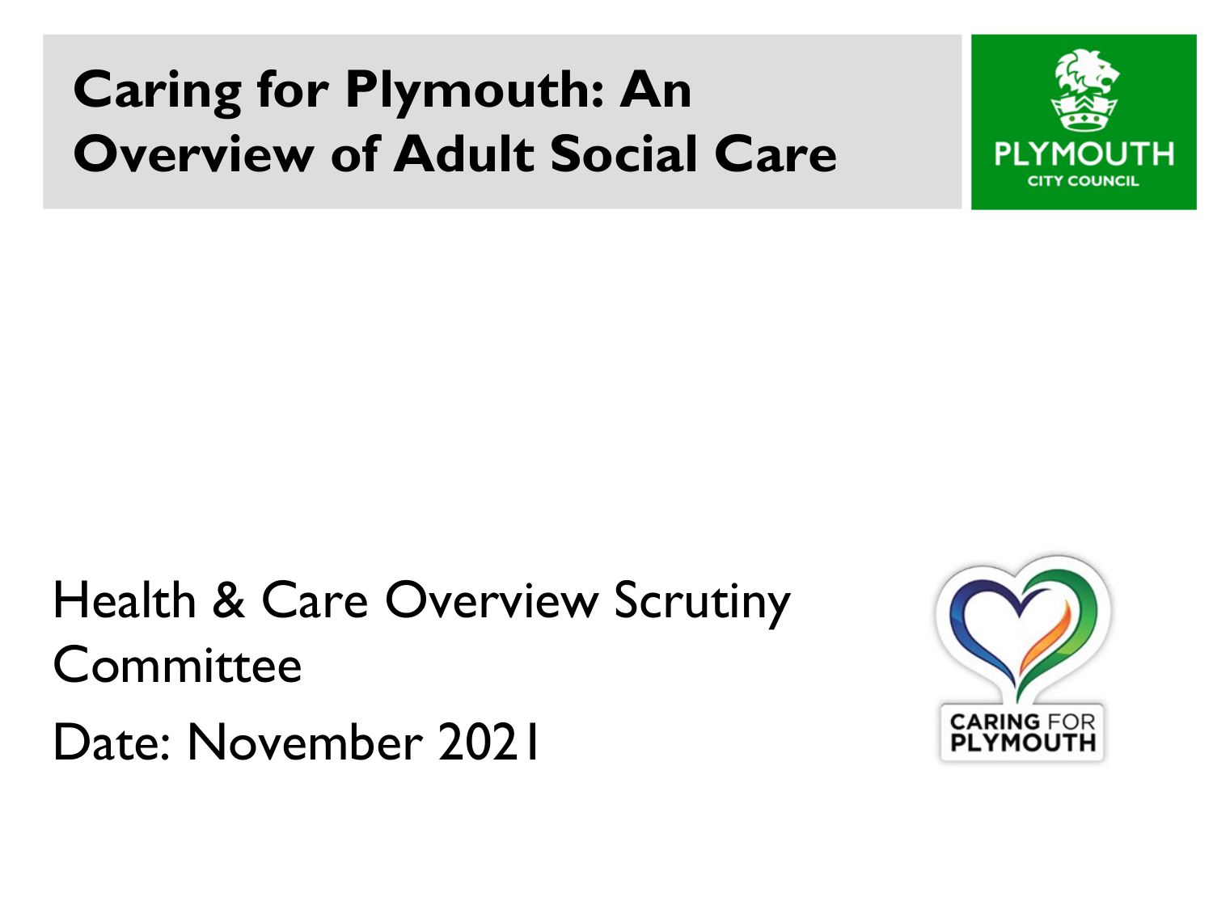# Caring for Plymouth: An Overview of Adult Social Care

Health & Care Overview Scrutiny Committee

Date: November 2021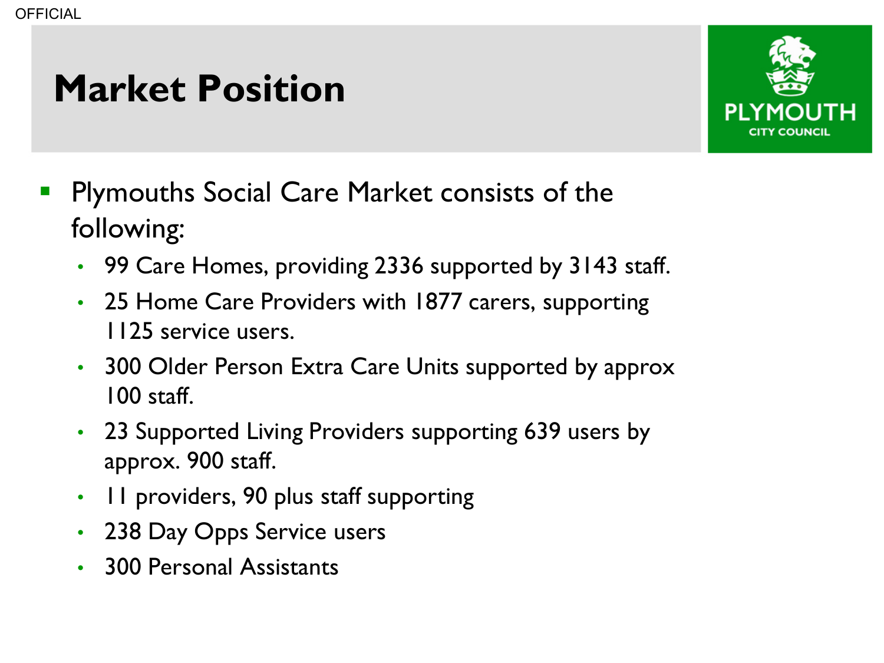# Market Position

- Plymouths Social Care Market consists of the following:
  - 99 Care Homes, providing 2336 supported by 3143 staff.
  - 25 Home Care Providers with 1877 carers, supporting 1125 service users.
  - 300 Older Person Extra Care Units supported by approx 100 staff.
  - 23 Supported Living Providers supporting 639 users by approx. 900 staff.
  - 11 providers, 90 plus staff supporting
  - 238 Day Opps Service users
  - 300 Personal Assistants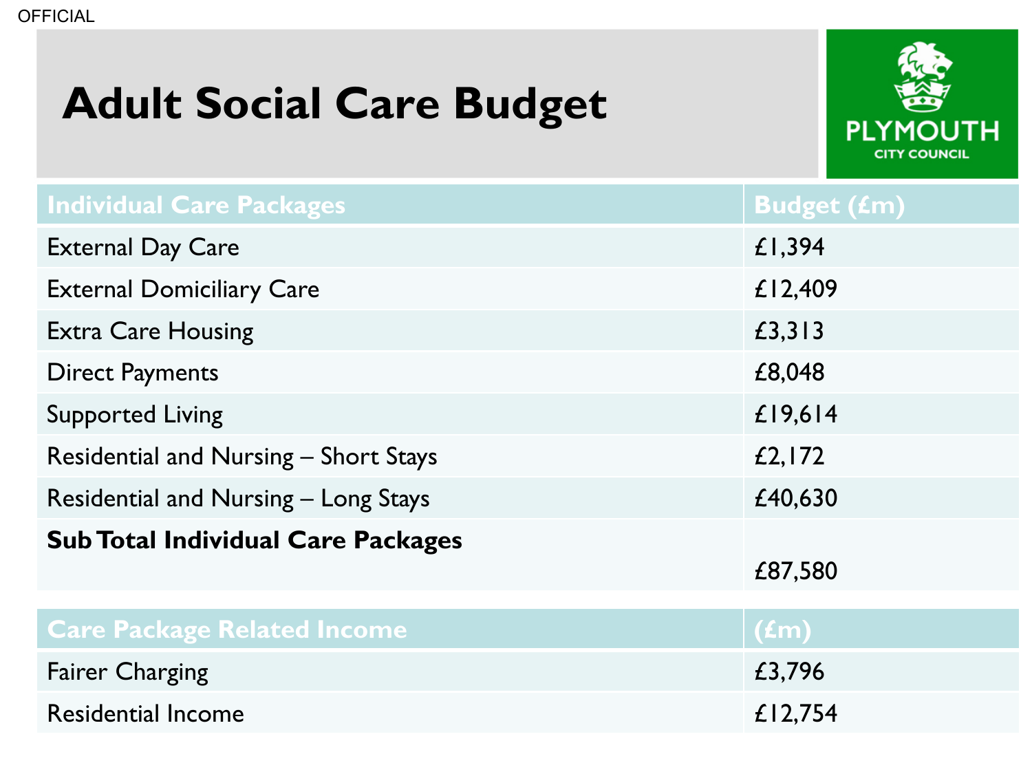# Adult Social Care Budget

PLYMOUTH CITY COUNCIL

| Individual Care Packages | Budget (£m) |
|---|---|
| External Day Care | £1,394 |
| External Domiciliary Care | £12,409 |
| Extra Care Housing | £3,313 |
| Direct Payments | £8,048 |
| Supported Living | £19,614 |
| Residential and Nursing – Short Stays | £2,172 |
| Residential and Nursing – Long Stays | £40,630 |
| **Sub Total Individual Care Packages** | £87,580 |

| Care Package Related Income | (£m) |
|---|---|
| Fairer Charging | £3,796 |
| Residential Income | £12,754 |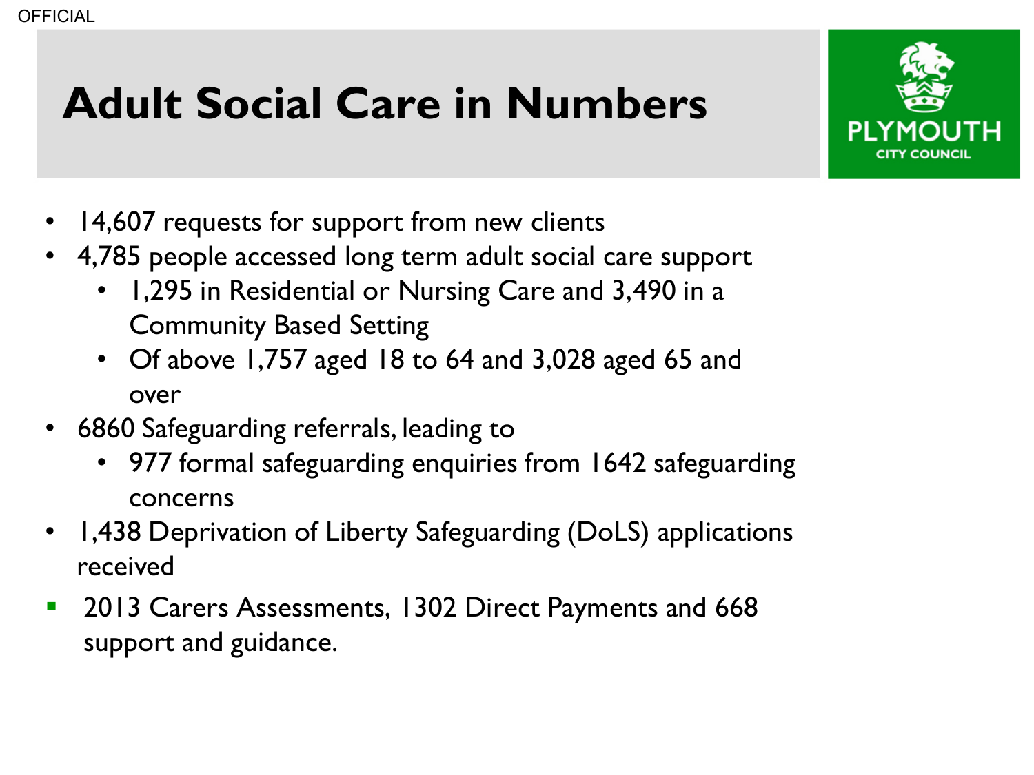# Adult Social Care in Numbers

- 14,607 requests for support from new clients
- 4,785 people accessed long term adult social care support
  - 1,295 in Residential or Nursing Care and 3,490 in a Community Based Setting
  - Of above 1,757 aged 18 to 64 and 3,028 aged 65 and over
- 6860 Safeguarding referrals, leading to
  - 977 formal safeguarding enquiries from 1642 safeguarding concerns
- 1,438 Deprivation of Liberty Safeguarding (DoLS) applications received
- 2013 Carers Assessments, 1302 Direct Payments and 668 support and guidance.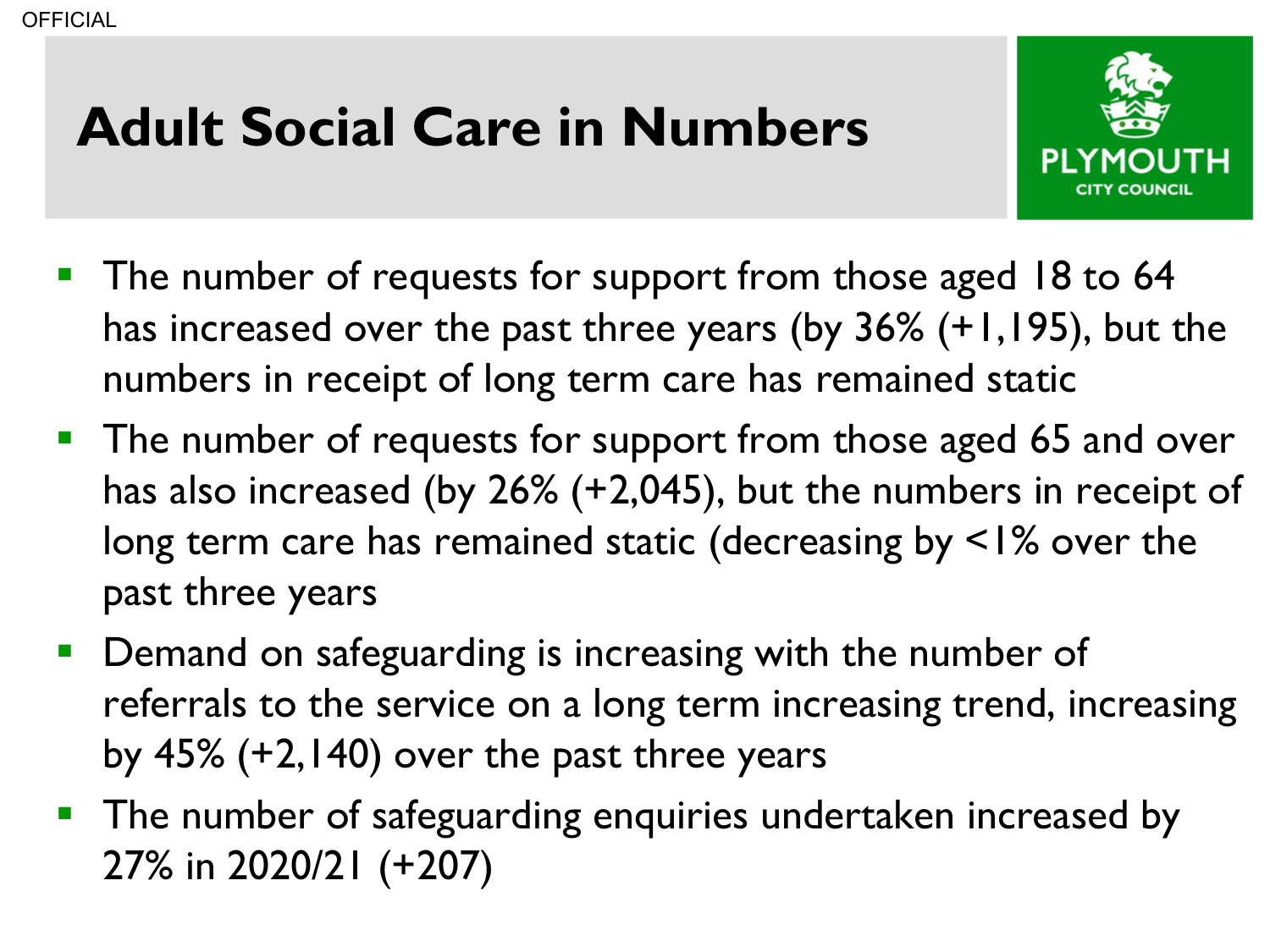# Adult Social Care in Numbers

- The number of requests for support from those aged 18 to 64 has increased over the past three years (by 36% (+1,195), but the numbers in receipt of long term care has remained static
- The number of requests for support from those aged 65 and over has also increased (by 26% (+2,045), but the numbers in receipt of long term care has remained static (decreasing by <1% over the past three years
- Demand on safeguarding is increasing with the number of referrals to the service on a long term increasing trend, increasing by 45% (+2,140) over the past three years
- The number of safeguarding enquiries undertaken increased by 27% in 2020/21 (+207)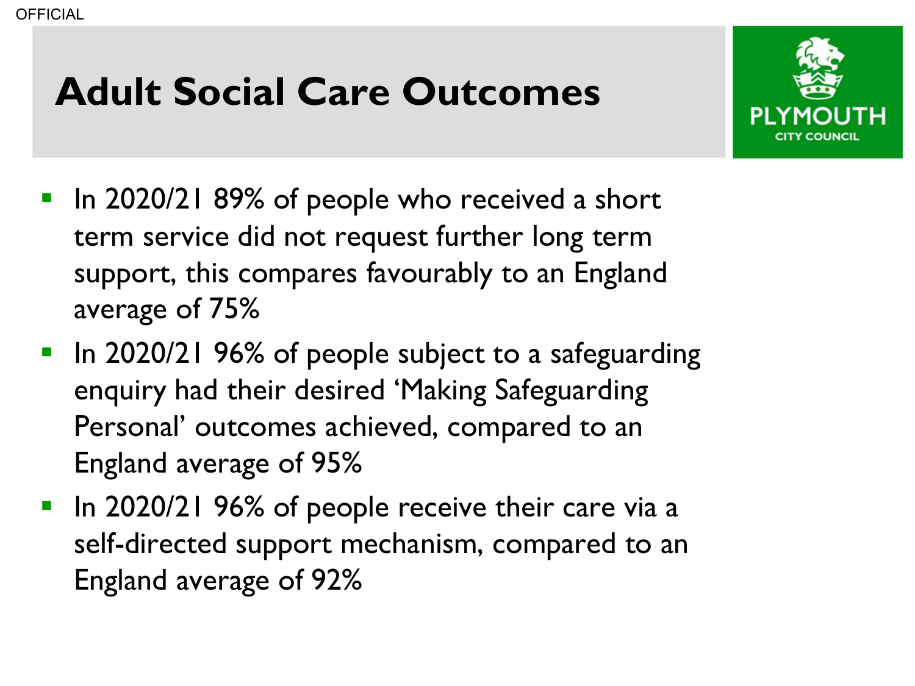# Adult Social Care Outcomes

- In 2020/21 89% of people who received a short term service did not request further long term support, this compares favourably to an England average of 75%
- In 2020/21 96% of people subject to a safeguarding enquiry had their desired 'Making Safeguarding Personal' outcomes achieved, compared to an England average of 95%
- In 2020/21 96% of people receive their care via a self-directed support mechanism, compared to an England average of 92%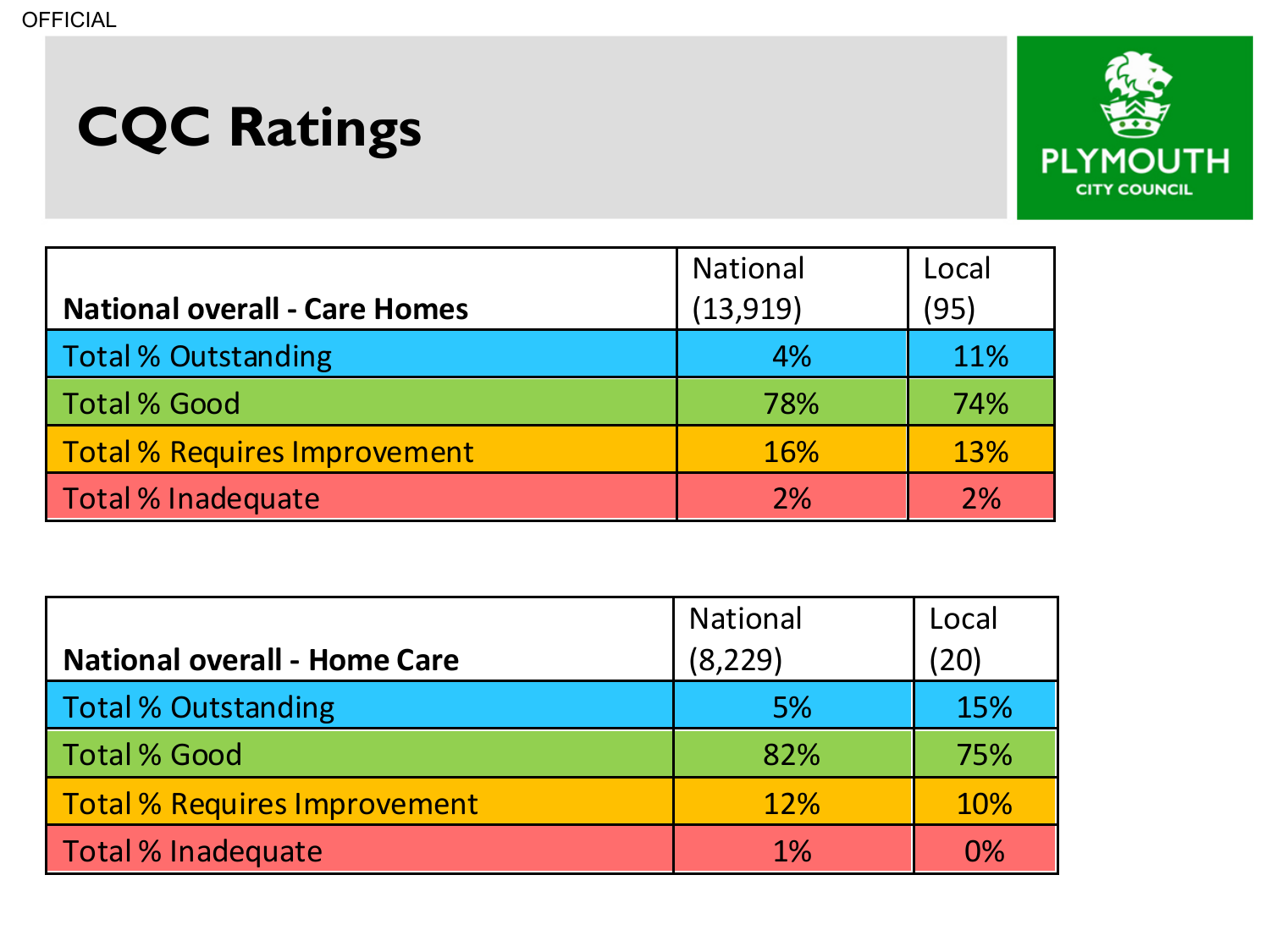# CQC Ratings

| National overall - Care Homes | National (13,919) | Local (95) |
| --- | --- | --- |
| Total % Outstanding | 4% | 11% |
| Total % Good | 78% | 74% |
| Total % Requires Improvement | 16% | 13% |
| Total % Inadequate | 2% | 2% |

| National overall - Home Care | National (8,229) | Local (20) |
| --- | --- | --- |
| Total % Outstanding | 5% | 15% |
| Total % Good | 82% | 75% |
| Total % Requires Improvement | 12% | 10% |
| Total % Inadequate | 1% | 0% |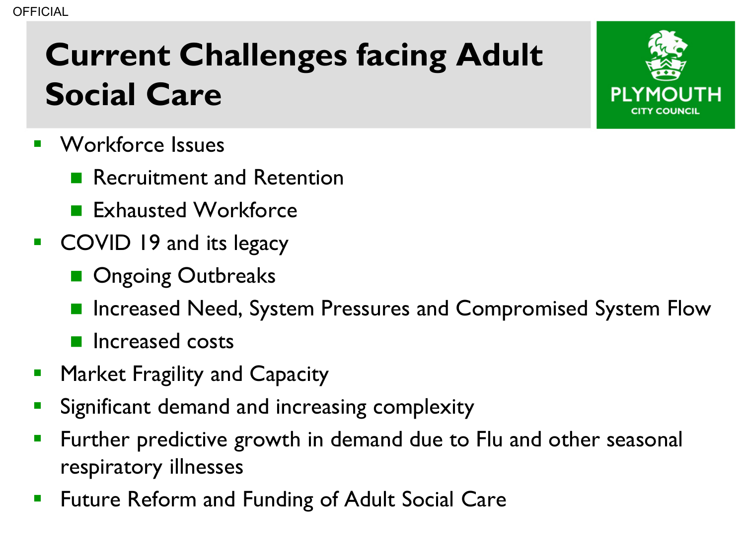# Current Challenges facing Adult Social Care

- Workforce Issues
  - Recruitment and Retention
  - Exhausted Workforce
- COVID 19 and its legacy
  - Ongoing Outbreaks
  - Increased Need, System Pressures and Compromised System Flow
  - Increased costs
- Market Fragility and Capacity
- Significant demand and increasing complexity
- Further predictive growth in demand due to Flu and other seasonal respiratory illnesses
- Future Reform and Funding of Adult Social Care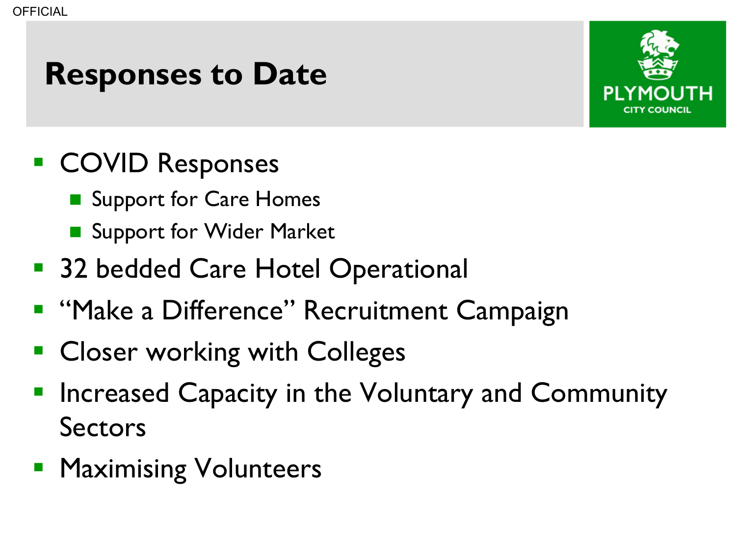# Responses to Date

- COVID Responses
  - Support for Care Homes
  - Support for Wider Market
- 32 bedded Care Hotel Operational
- "Make a Difference" Recruitment Campaign
- Closer working with Colleges
- Increased Capacity in the Voluntary and Community Sectors
- Maximising Volunteers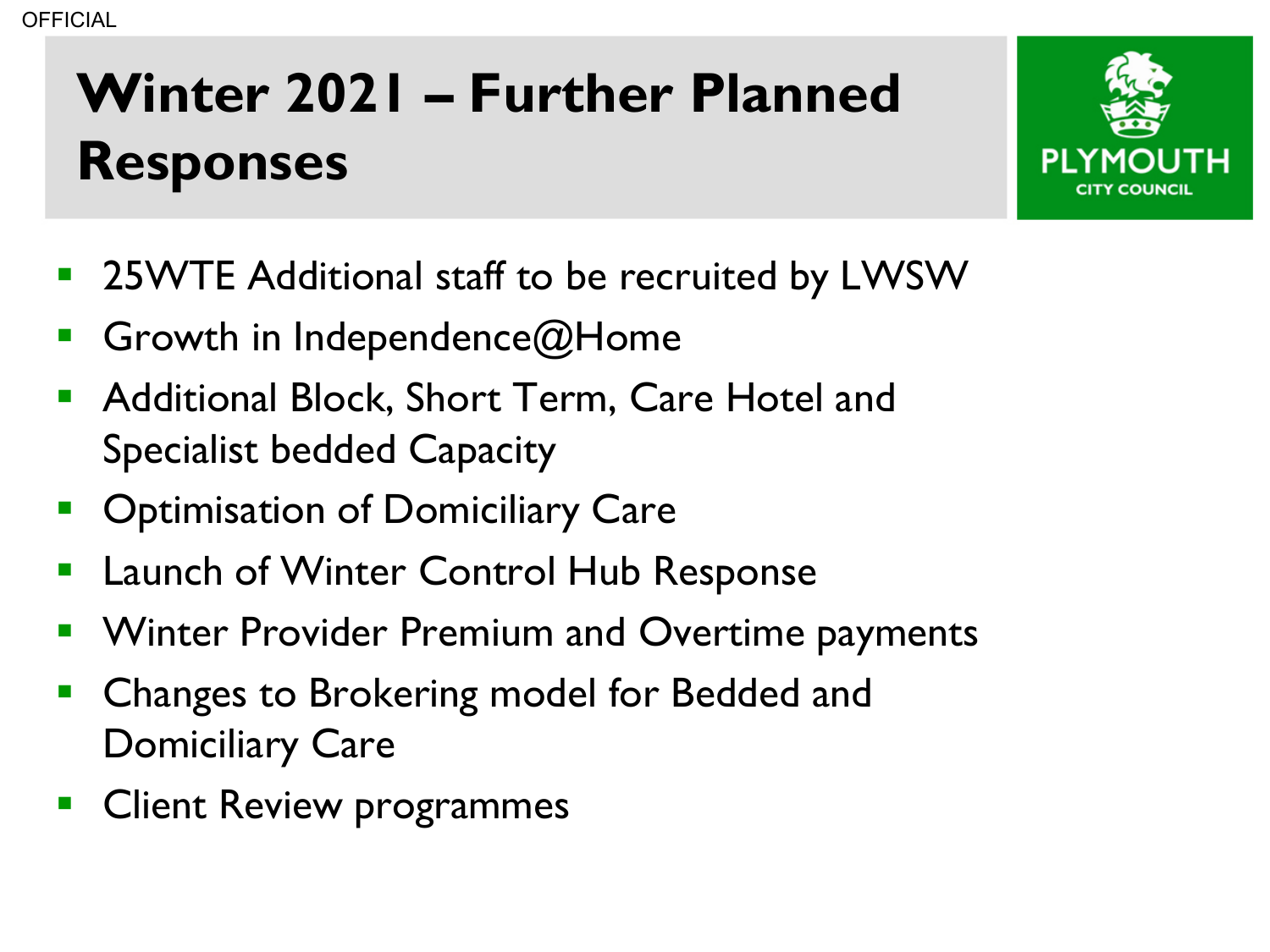# Winter 2021 – Further Planned Responses

- 25WTE Additional staff to be recruited by LWSW
- Growth in Independence@Home
- Additional Block, Short Term, Care Hotel and Specialist bedded Capacity
- Optimisation of Domiciliary Care
- Launch of Winter Control Hub Response
- Winter Provider Premium and Overtime payments
- Changes to Brokering model for Bedded and Domiciliary Care
- Client Review programmes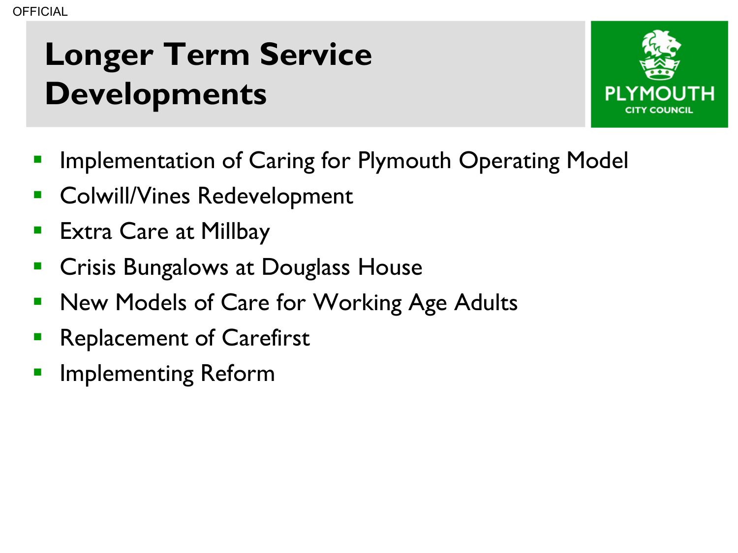# Longer Term Service Developments

- Implementation of Caring for Plymouth Operating Model
- Colwill/Vines Redevelopment
- Extra Care at Millbay
- Crisis Bungalows at Douglass House
- New Models of Care for Working Age Adults
- Replacement of Carefirst
- Implementing Reform